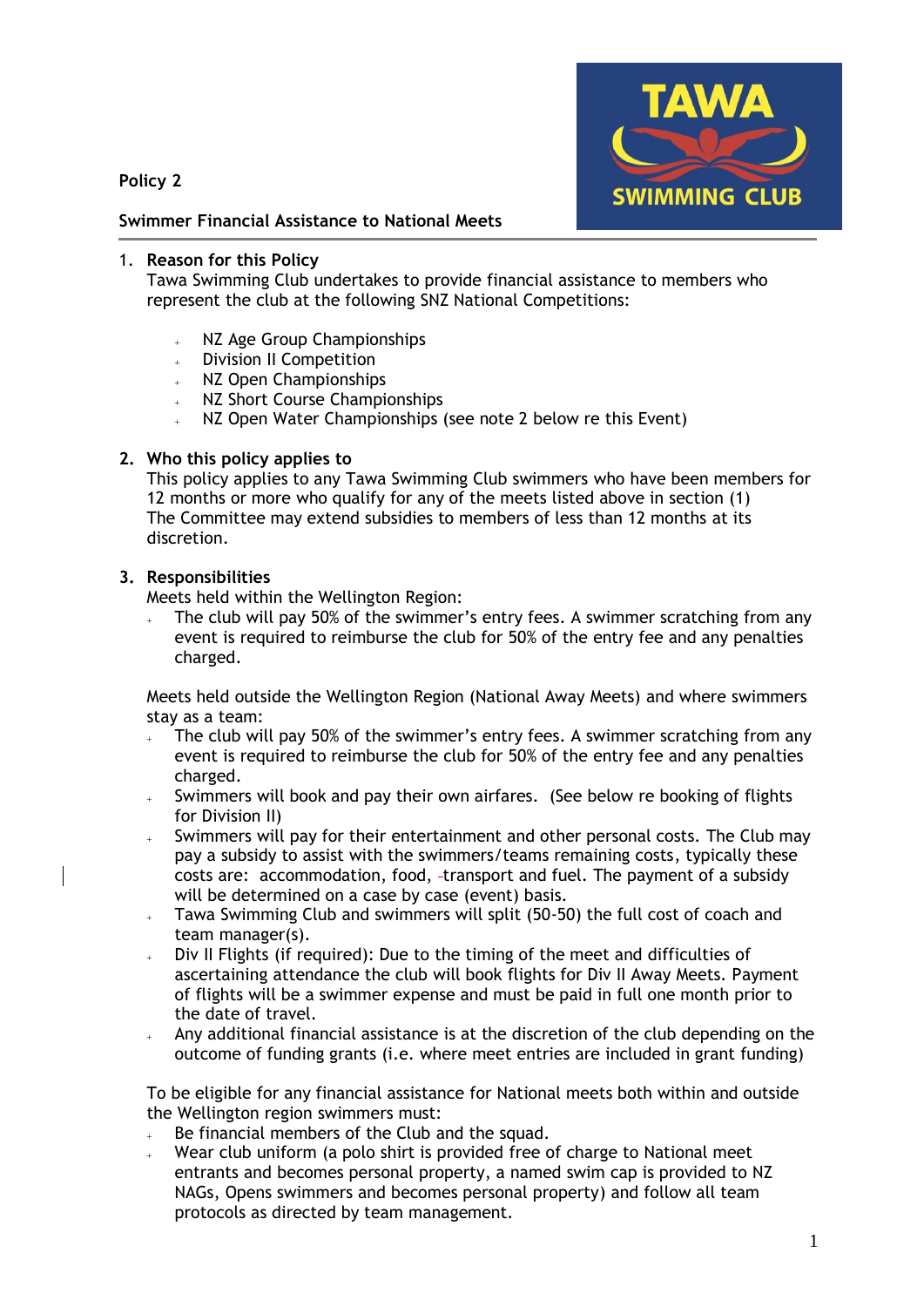**Policy 2**

**Swimmer Financial Assistance to National Meets**

1. **Reason for this Policy**

   Tawa Swimming Club undertakes to provide financial assistance to members who represent the club at the following SNZ National Competitions:

   - NZ Age Group Championships
   - Division II Competition
   - NZ Open Championships
   - NZ Short Course Championships
   - NZ Open Water Championships (see note 2 below re this Event)

2. **Who this policy applies to**

   This policy applies to any Tawa Swimming Club swimmers who have been members for 12 months or more who qualify for any of the meets listed above in section (1)

   The Committee may extend subsidies to members of less than 12 months at its discretion.

3. **Responsibilities**

   Meets held within the Wellington Region:

   - The club will pay 50% of the swimmer's entry fees. A swimmer scratching from any event is required to reimburse the club for 50% of the entry fee and any penalties charged.

   Meets held outside the Wellington Region (National Away Meets) and where swimmers stay as a team:

   - The club will pay 50% of the swimmer's entry fees. A swimmer scratching from any event is required to reimburse the club for 50% of the entry fee and any penalties charged.
   - Swimmers will book and pay their own airfares. (See below re booking of flights for Division II)
   - Swimmers will pay for their entertainment and other personal costs. The Club may pay a subsidy to assist with the swimmers/teams remaining costs, typically these costs are: accommodation, food, transport and fuel. The payment of a subsidy will be determined on a case by case (event) basis.
   - Tawa Swimming Club and swimmers will split (50-50) the full cost of coach and team manager(s).
   - Div II Flights (if required): Due to the timing of the meet and difficulties of ascertaining attendance the club will book flights for Div II Away Meets. Payment of flights will be a swimmer expense and must be paid in full one month prior to the date of travel.
   - Any additional financial assistance is at the discretion of the club depending on the outcome of funding grants (i.e. where meet entries are included in grant funding)

   To be eligible for any financial assistance for National meets both within and outside the Wellington region swimmers must:

   - Be financial members of the Club and the squad.
   - Wear club uniform (a polo shirt is provided free of charge to National meet entrants and becomes personal property, a named swim cap is provided to NZ NAGs, Opens swimmers and becomes personal property) and follow all team protocols as directed by team management.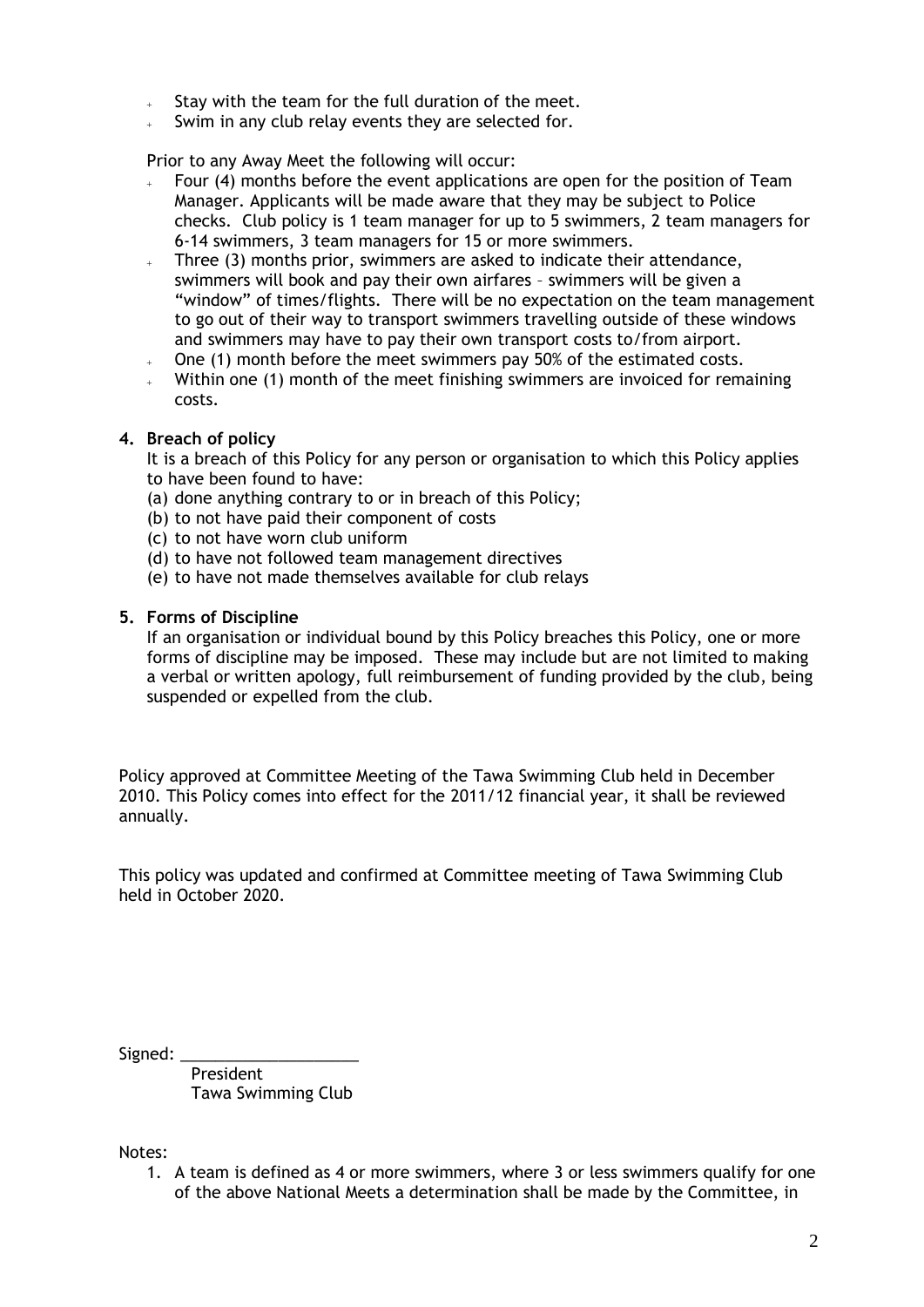- Stay with the team for the full duration of the meet.
- Swim in any club relay events they are selected for.

Prior to any Away Meet the following will occur:

- Four (4) months before the event applications are open for the position of Team Manager. Applicants will be made aware that they may be subject to Police checks. Club policy is 1 team manager for up to 5 swimmers, 2 team managers for 6-14 swimmers, 3 team managers for 15 or more swimmers.
- Three (3) months prior, swimmers are asked to indicate their attendance, swimmers will book and pay their own airfares – swimmers will be given a "window" of times/flights. There will be no expectation on the team management to go out of their way to transport swimmers travelling outside of these windows and swimmers may have to pay their own transport costs to/from airport.
- One (1) month before the meet swimmers pay 50% of the estimated costs.
- Within one (1) month of the meet finishing swimmers are invoiced for remaining costs.

**4. Breach of policy**

It is a breach of this Policy for any person or organisation to which this Policy applies to have been found to have:

(a) done anything contrary to or in breach of this Policy;
(b) to not have paid their component of costs
(c) to not have worn club uniform
(d) to have not followed team management directives
(e) to have not made themselves available for club relays

**5. Forms of Discipline**

If an organisation or individual bound by this Policy breaches this Policy, one or more forms of discipline may be imposed. These may include but are not limited to making a verbal or written apology, full reimbursement of funding provided by the club, being suspended or expelled from the club.

Policy approved at Committee Meeting of the Tawa Swimming Club held in December 2010. This Policy comes into effect for the 2011/12 financial year, it shall be reviewed annually.

This policy was updated and confirmed at Committee meeting of Tawa Swimming Club held in October 2020.

Signed: ___________________

President
Tawa Swimming Club

Notes:

1. A team is defined as 4 or more swimmers, where 3 or less swimmers qualify for one of the above National Meets a determination shall be made by the Committee, in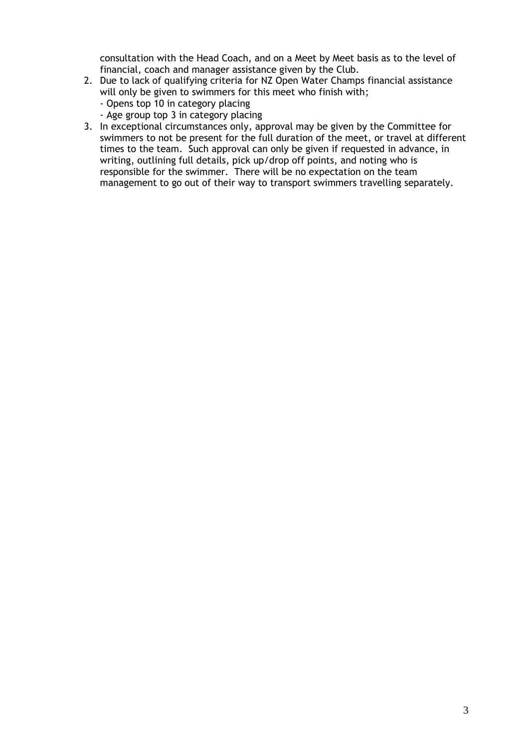consultation with the Head Coach, and on a Meet by Meet basis as to the level of financial, coach and manager assistance given by the Club.

2. Due to lack of qualifying criteria for NZ Open Water Champs financial assistance will only be given to swimmers for this meet who finish with;
   - Opens top 10 in category placing
   - Age group top 3 in category placing
3. In exceptional circumstances only, approval may be given by the Committee for swimmers to not be present for the full duration of the meet, or travel at different times to the team. Such approval can only be given if requested in advance, in writing, outlining full details, pick up/drop off points, and noting who is responsible for the swimmer. There will be no expectation on the team management to go out of their way to transport swimmers travelling separately.